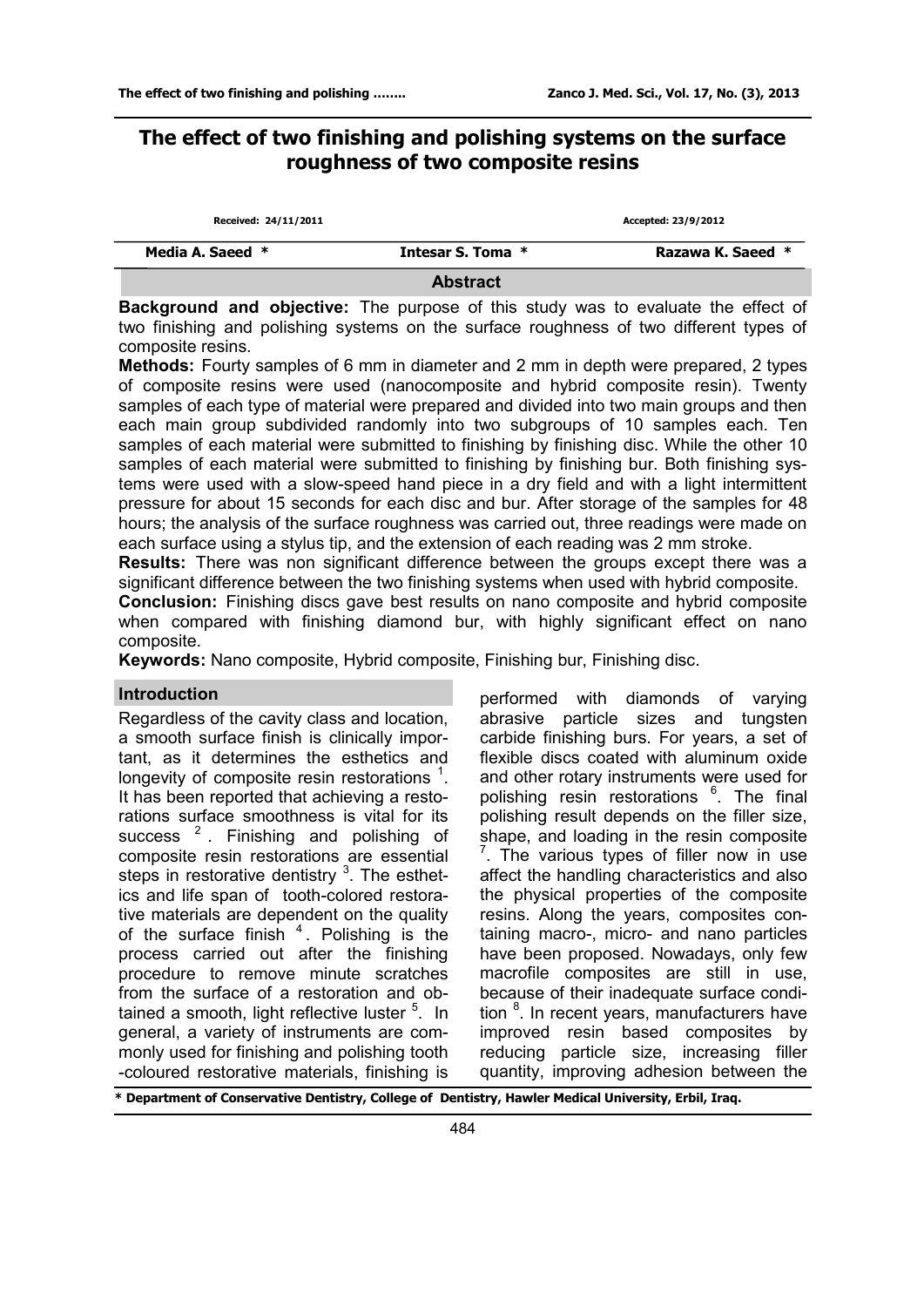# The effect of two finishing and polishing systems on the surface roughness of two composite resins

Received: 24/11/2011 Accepted: 23/9/2012

Media A. Saeed * Intesar S. Toma * Razawa K. Saeed *

## Abstract

**Background and objective:** The purpose of this study was to evaluate the effect of two finishing and polishing systems on the surface roughness of two different types of composite resins.

**Methods:** Fourty samples of 6 mm in diameter and 2 mm in depth were prepared, 2 types of composite resins were used (nanocomposite and hybrid composite resin). Twenty samples of each type of material were prepared and divided into two main groups and then each main group subdivided randomly into two subgroups of 10 samples each. Ten samples of each material were submitted to finishing by finishing disc. While the other 10 samples of each material were submitted to finishing by finishing bur. Both finishing systems were used with a slow-speed hand piece in a dry field and with a light intermittent pressure for about 15 seconds for each disc and bur. After storage of the samples for 48 hours; the analysis of the surface roughness was carried out, three readings were made on each surface using a stylus tip, and the extension of each reading was 2 mm stroke.

**Results:** There was non significant difference between the groups except there was a significant difference between the two finishing systems when used with hybrid composite.

**Conclusion:** Finishing discs gave best results on nano composite and hybrid composite when compared with finishing diamond bur, with highly significant effect on nano composite.

**Keywords:** Nano composite, Hybrid composite, Finishing bur, Finishing disc.

## Introduction

Regardless of the cavity class and location, a smooth surface finish is clinically important, as it determines the esthetics and longevity of composite resin restorations [1]. It has been reported that achieving a restorations surface smoothness is vital for its success [2]. Finishing and polishing of composite resin restorations are essential steps in restorative dentistry [3]. The esthetics and life span of tooth-colored restorative materials are dependent on the quality of the surface finish [4]. Polishing is the process carried out after the finishing procedure to remove minute scratches from the surface of a restoration and obtained a smooth, light reflective luster [5]. In general, a variety of instruments are commonly used for finishing and polishing tooth -coloured restorative materials, finishing is performed with diamonds of varying abrasive particle sizes and tungsten carbide finishing burs. For years, a set of flexible discs coated with aluminum oxide and other rotary instruments were used for polishing resin restorations [6]. The final polishing result depends on the filler size, shape, and loading in the resin composite [7]. The various types of filler now in use affect the handling characteristics and also the physical properties of the composite resins. Along the years, composites containing macro-, micro- and nano particles have been proposed. Nowadays, only few macrofile composites are still in use, because of their inadequate surface condition [8]. In recent years, manufacturers have improved resin based composites by reducing particle size, increasing filler quantity, improving adhesion between the

* Department of Conservative Dentistry, College of Dentistry, Hawler Medical University, Erbil, Iraq.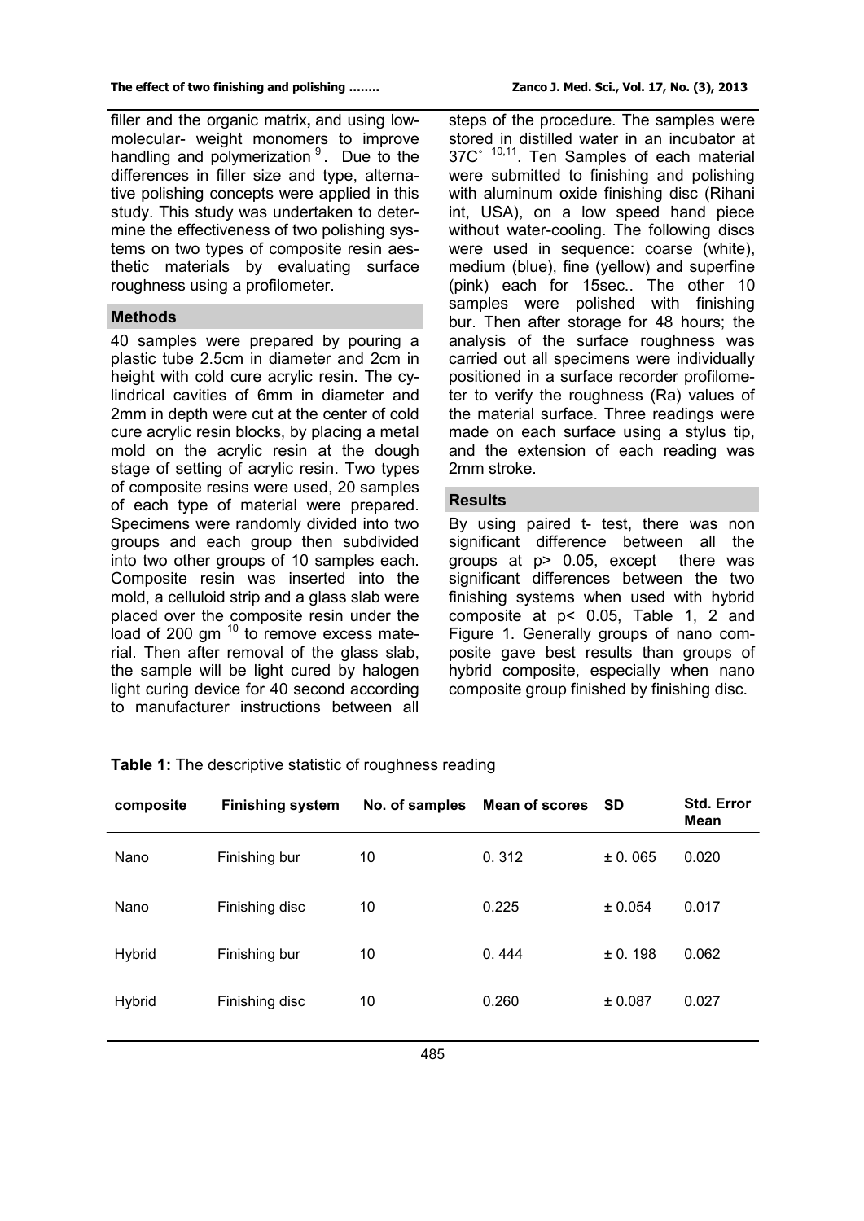filler and the organic matrix, and using low-molecular- weight monomers to improve handling and polymerization [9]. Due to the differences in filler size and type, alternative polishing concepts were applied in this study. This study was undertaken to determine the effectiveness of two polishing systems on two types of composite resin aesthetic materials by evaluating surface roughness using a profilometer.

## Methods

40 samples were prepared by pouring a plastic tube 2.5cm in diameter and 2cm in height with cold cure acrylic resin. The cylindrical cavities of 6mm in diameter and 2mm in depth were cut at the center of cold cure acrylic resin blocks, by placing a metal mold on the acrylic resin at the dough stage of setting of acrylic resin. Two types of composite resins were used, 20 samples of each type of material were prepared. Specimens were randomly divided into two groups and each group then subdivided into two other groups of 10 samples each. Composite resin was inserted into the mold, a celluloid strip and a glass slab were placed over the composite resin under the load of 200 gm [10] to remove excess material. Then after removal of the glass slab, the sample will be light cured by halogen light curing device for 40 second according to manufacturer instructions between all steps of the procedure. The samples were stored in distilled water in an incubator at 37C° [10,11]. Ten Samples of each material were submitted to finishing and polishing with aluminum oxide finishing disc (Rihani int, USA), on a low speed hand piece without water-cooling. The following discs were used in sequence: coarse (white), medium (blue), fine (yellow) and superfine (pink) each for 15sec.. The other 10 samples were polished with finishing bur. Then after storage for 48 hours; the analysis of the surface roughness was carried out all specimens were individually positioned in a surface recorder profilometer to verify the roughness (Ra) values of the material surface. Three readings were made on each surface using a stylus tip, and the extension of each reading was 2mm stroke.

## Results

By using paired t- test, there was non significant difference between all the groups at $p > 0.05$, except there was significant differences between the two finishing systems when used with hybrid composite at $p < 0.05$, Table 1, 2 and Figure 1. Generally groups of nano composite gave best results than groups of hybrid composite, especially when nano composite group finished by finishing disc.

**Table 1:** The descriptive statistic of roughness reading

| composite | Finishing system | No. of samples | Mean of scores | SD | Std. Error Mean |
|---|---|---|---|---|---|
| Nano | Finishing bur | 10 | 0. 312 | ± 0. 065 | 0.020 |
| Nano | Finishing disc | 10 | 0.225 | ± 0.054 | 0.017 |
| Hybrid | Finishing bur | 10 | 0. 444 | ± 0. 198 | 0.062 |
| Hybrid | Finishing disc | 10 | 0.260 | ± 0.087 | 0.027 |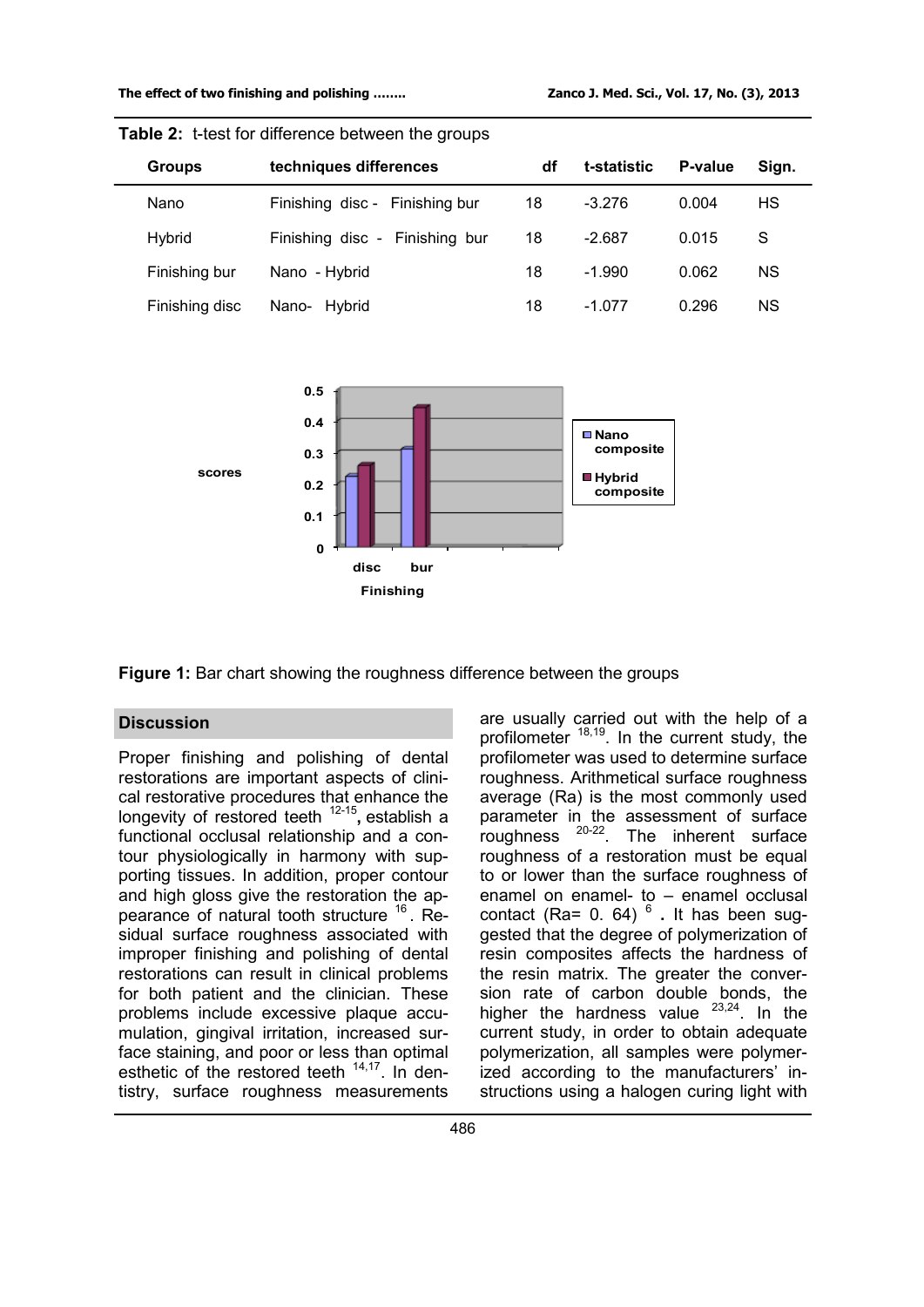**Table 2:** t-test for difference between the groups

| Groups | techniques differences | df | t-statistic | P-value | Sign. |
|---|---|---|---|---|---|
| Nano | Finishing disc - Finishing bur | 18 | -3.276 | 0.004 | HS |
| Hybrid | Finishing disc - Finishing bur | 18 | -2.687 | 0.015 | S |
| Finishing bur | Nano - Hybrid | 18 | -1.990 | 0.062 | NS |
| Finishing disc | Nano- Hybrid | 18 | -1.077 | 0.296 | NS |

**Figure 1:** Bar chart showing the roughness difference between the groups

## Discussion

Proper finishing and polishing of dental restorations are important aspects of clinical restorative procedures that enhance the longevity of restored teeth [12-15], establish a functional occlusal relationship and a contour physiologically in harmony with supporting tissues. In addition, proper contour and high gloss give the restoration the appearance of natural tooth structure [16]. Residual surface roughness associated with improper finishing and polishing of dental restorations can result in clinical problems for both patient and the clinician. These problems include excessive plaque accumulation, gingival irritation, increased surface staining, and poor or less than optimal esthetic of the restored teeth [14,17]. In dentistry, surface roughness measurements are usually carried out with the help of a profilometer [18,19]. In the current study, the profilometer was used to determine surface roughness. Arithmetical surface roughness average (Ra) is the most commonly used parameter in the assessment of surface roughness [20-22]. The inherent surface roughness of a restoration must be equal to or lower than the surface roughness of enamel on enamel- to – enamel occlusal contact (Ra= 0. 64) [6]. It has been suggested that the degree of polymerization of resin composites affects the hardness of the resin matrix. The greater the conversion rate of carbon double bonds, the higher the hardness value [23,24]. In the current study, in order to obtain adequate polymerization, all samples were polymerized according to the manufacturers' instructions using a halogen curing light with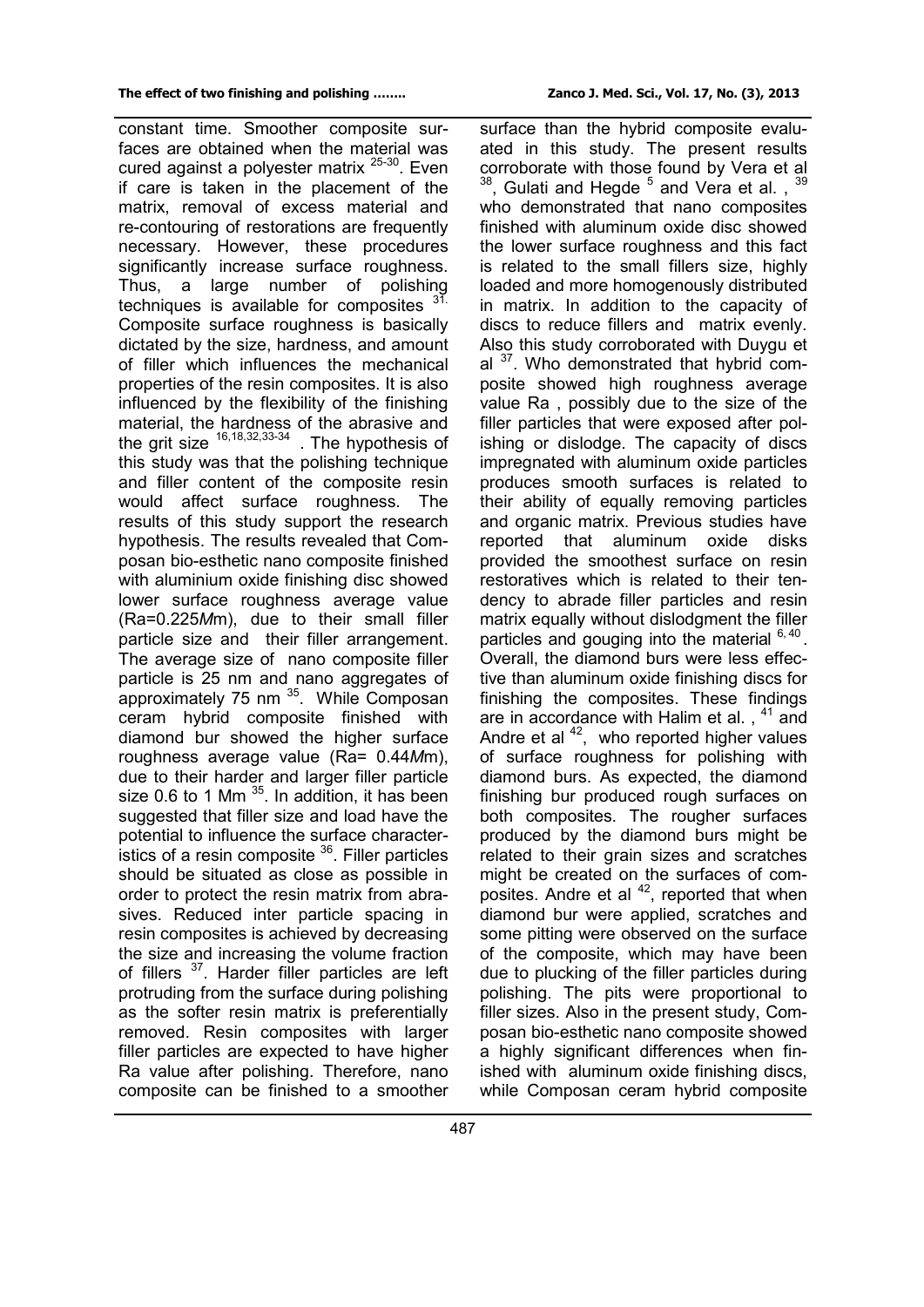constant time. Smoother composite surfaces are obtained when the material was cured against a polyester matrix [25-30]. Even if care is taken in the placement of the matrix, removal of excess material and re-contouring of restorations are frequently necessary. However, these procedures significantly increase surface roughness. Thus, a large number of polishing techniques is available for composites [31]. Composite surface roughness is basically dictated by the size, hardness, and amount of filler which influences the mechanical properties of the resin composites. It is also influenced by the flexibility of the finishing material, the hardness of the abrasive and the grit size [16,18,32,33-34]. The hypothesis of this study was that the polishing technique and filler content of the composite resin would affect surface roughness. The results of this study support the research hypothesis. The results revealed that Composan bio-esthetic nano composite finished with aluminium oxide finishing disc showed lower surface roughness average value (Ra=0.225*M*m), due to their small filler particle size and their filler arrangement. The average size of nano composite filler particle is 25 nm and nano aggregates of approximately 75 nm [35]. While Composan ceram hybrid composite finished with diamond bur showed the higher surface roughness average value (Ra= 0.44*M*m), due to their harder and larger filler particle size 0.6 to 1 Mm [35]. In addition, it has been suggested that filler size and load have the potential to influence the surface characteristics of a resin composite [36]. Filler particles should be situated as close as possible in order to protect the resin matrix from abrasives. Reduced inter particle spacing in resin composites is achieved by decreasing the size and increasing the volume fraction of fillers [37]. Harder filler particles are left protruding from the surface during polishing as the softer resin matrix is preferentially removed. Resin composites with larger filler particles are expected to have higher Ra value after polishing. Therefore, nano composite can be finished to a smoother surface than the hybrid composite evaluated in this study. The present results corroborate with those found by Vera et al [38], Gulati and Hegde [5] and Vera et al. , [39] who demonstrated that nano composites finished with aluminum oxide disc showed the lower surface roughness and this fact is related to the small fillers size, highly loaded and more homogenously distributed in matrix. In addition to the capacity of discs to reduce fillers and matrix evenly. Also this study corroborated with Duygu et al [37]. Who demonstrated that hybrid composite showed high roughness average value Ra , possibly due to the size of the filler particles that were exposed after polishing or dislodge. The capacity of discs impregnated with aluminum oxide particles produces smooth surfaces is related to their ability of equally removing particles and organic matrix. Previous studies have reported that aluminum oxide disks provided the smoothest surface on resin restoratives which is related to their tendency to abrade filler particles and resin matrix equally without dislodgment the filler particles and gouging into the material [6, 40]. Overall, the diamond burs were less effective than aluminum oxide finishing discs for finishing the composites. These findings are in accordance with Halim et al. , [41] and Andre et al [42], who reported higher values of surface roughness for polishing with diamond burs. As expected, the diamond finishing bur produced rough surfaces on both composites. The rougher surfaces produced by the diamond burs might be related to their grain sizes and scratches might be created on the surfaces of composites. Andre et al [42], reported that when diamond bur were applied, scratches and some pitting were observed on the surface of the composite, which may have been due to plucking of the filler particles during polishing. The pits were proportional to filler sizes. Also in the present study, Composan bio-esthetic nano composite showed a highly significant differences when finished with aluminum oxide finishing discs, while Composan ceram hybrid composite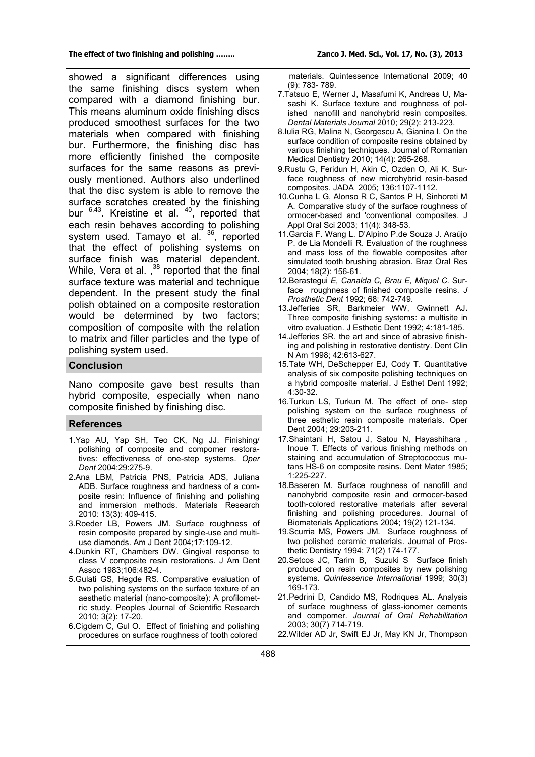showed a significant differences using the same finishing discs system when compared with a diamond finishing bur. This means aluminum oxide finishing discs produced smoothest surfaces for the two materials when compared with finishing bur. Furthermore, the finishing disc has more efficiently finished the composite surfaces for the same reasons as previously mentioned. Authors also underlined that the disc system is able to remove the surface scratches created by the finishing bur [6,43]. Kreistine et al. [40], reported that each resin behaves according to polishing system used. Tamayo et al. [36], reported that the effect of polishing systems on surface finish was material dependent. While, Vera et al. ,[38] reported that the final surface texture was material and technique dependent. In the present study the final polish obtained on a composite restoration would be determined by two factors; composition of composite with the relation to matrix and filler particles and the type of polishing system used.

## Conclusion

Nano composite gave best results than hybrid composite, especially when nano composite finished by finishing disc.

## References

1. Yap AU, Yap SH, Teo CK, Ng JJ. Finishing/ polishing of composite and compomer restoratives: effectiveness of one-step systems. *Oper Dent* 2004;29:275-9.
2. Ana LBM, Patricia PNS, Patricia ADS, Juliana ADB. Surface roughness and hardness of a composite resin: Influence of finishing and polishing and immersion methods. Materials Research 2010: 13(3): 409-415.
3. Roeder LB, Powers JM. Surface roughness of resin composite prepared by single-use and multi-use diamonds. Am J Dent 2004;17:109-12.
4. Dunkin RT, Chambers DW. Gingival response to class V composite resin restorations. J Am Dent Assoc 1983;106:482-4.
5. Gulati GS, Hegde RS. Comparative evaluation of two polishing systems on the surface texture of an aesthetic material (nano-composite): A profilometric study. Peoples Journal of Scientific Research 2010; 3(2): 17-20.
6. Cigdem C, Gul O. Effect of finishing and polishing procedures on surface roughness of tooth colored materials. Quintessence International 2009; 40 (9): 783- 789.
7. Tatsuo E, Werner J, Masafumi K, Andreas U, Masashi K. Surface texture and roughness of polished nanofill and nanohybrid resin composites. *Dental Materials Journal* 2010; 29(2): 213-223.
8. Iulia RG, Malina N, Georgescu A, Gianina I. On the surface condition of composite resins obtained by various finishing techniques. Journal of Romanian Medical Dentistry 2010; 14(4): 265-268.
9. Rustu G, Feridun H, Akin C, Ozden O, Ali K. Surface roughness of new microhybrid resin-based composites. JADA 2005; 136:1107-1112.
10. Cunha L G, Alonso R C, Santos P H, Sinhoreti M A. Comparative study of the surface roughness of ormocer-based and 'conventional composites. J Appl Oral Sci 2003; 11(4): 348-53.
11. Garcia F. Wang L. D'Alpino P.de Souza J. Araújo P. de Lia Mondelli R. Evaluation of the roughness and mass loss of the flowable composites after simulated tooth brushing abrasion. Braz Oral Res 2004; 18(2): 156-61.
12. Berastegui *E, Canalda C, Brau E, Miquel C.* Surface roughness of finished composite resins. *J Prosthetic Dent* 1992; 68: 742-749.
13. Jefferies SR, Barkmeier WW, Gwinnett AJ**.** Three composite finishing systems: a multisite in vitro evaluation. J Esthetic Dent 1992; 4:181-185.
14. Jefferies SR. the art and since of abrasive finishing and polishing in restorative dentistry. Dent Clin N Am 1998; 42:613-627.
15. Tate WH, DeSchepper EJ, Cody T. Quantitative analysis of six composite polishing techniques on a hybrid composite material. J Esthet Dent 1992; 4:30-32.
16. Turkun LS, Turkun M. The effect of one- step polishing system on the surface roughness of three esthetic resin composite materials. Oper Dent 2004; 29:203-211.
17. Shaintani H, Satou J, Satou N, Hayashihara , Inoue T. Effects of various finishing methods on staining and accumulation of Streptococcus mutans HS-6 on composite resins. Dent Mater 1985; 1:225-227.
18. Baseren M. Surface roughness of nanofill and nanohybrid composite resin and ormocer-based tooth-colored restorative materials after several finishing and polishing procedures. Journal of Biomaterials Applications 2004; 19(2) 121-134.
19. Scurria MS, Powers JM. Surface roughness of two polished ceramic materials. Journal of Prosthetic Dentistry 1994; 71(2) 174-177.
20. Setcos JC, Tarim B, Suzuki S Surface finish produced on resin composites by new polishing systems*. Quintessence International* 1999; 30(3) 169-173.
21. Pedrini D, Candido MS, Rodriques AL. Analysis of surface roughness of glass-ionomer cements and compomer. *Journal of Oral Rehabilitation* 2003; 30(7) 714-719.
22. Wilder AD Jr, Swift EJ Jr, May KN Jr, Thompson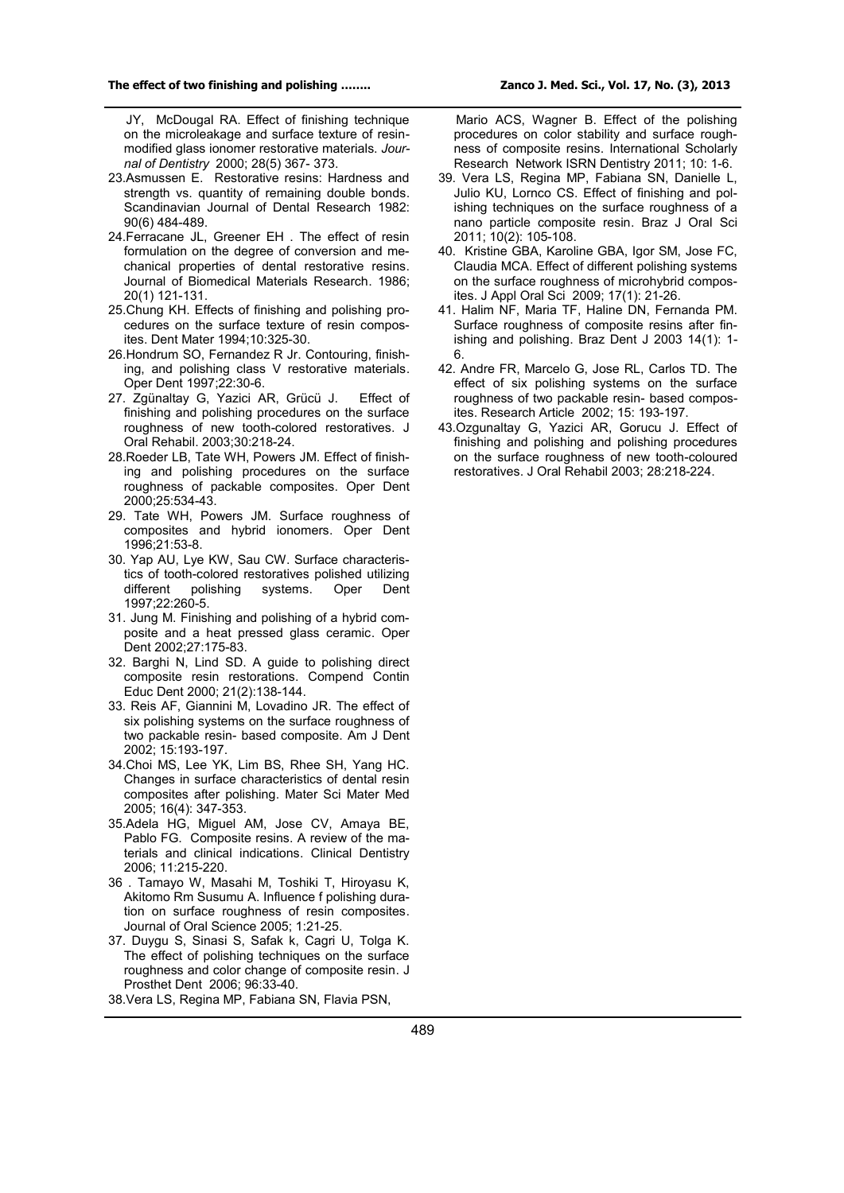JY, McDougal RA. Effect of finishing technique on the microleakage and surface texture of resin-modified glass ionomer restorative materials. *Journal of Dentistry* 2000; 28(5) 367- 373.

23. Asmussen E. Restorative resins: Hardness and strength vs. quantity of remaining double bonds. Scandinavian Journal of Dental Research 1982: 90(6) 484-489.

24. Ferracane JL, Greener EH . The effect of resin formulation on the degree of conversion and mechanical properties of dental restorative resins. Journal of Biomedical Materials Research. 1986; 20(1) 121-131.

25. Chung KH. Effects of finishing and polishing procedures on the surface texture of resin composites. Dent Mater 1994;10:325-30.

26. Hondrum SO, Fernandez R Jr. Contouring, finishing, and polishing class V restorative materials. Oper Dent 1997;22:30-6.

27. Zgünaltay G, Yazici AR, Grücü J. Effect of finishing and polishing procedures on the surface roughness of new tooth-colored restoratives. J Oral Rehabil. 2003;30:218-24.

28. Roeder LB, Tate WH, Powers JM. Effect of finishing and polishing procedures on the surface roughness of packable composites. Oper Dent 2000;25:534-43.

29. Tate WH, Powers JM. Surface roughness of composites and hybrid ionomers. Oper Dent 1996;21:53-8.

30. Yap AU, Lye KW, Sau CW. Surface characteristics of tooth-colored restoratives polished utilizing different polishing systems. Oper Dent 1997;22:260-5.

31. Jung M. Finishing and polishing of a hybrid composite and a heat pressed glass ceramic. Oper Dent 2002;27:175-83.

32. Barghi N, Lind SD. A guide to polishing direct composite resin restorations. Compend Contin Educ Dent 2000; 21(2):138-144.

33. Reis AF, Giannini M, Lovadino JR. The effect of six polishing systems on the surface roughness of two packable resin- based composite. Am J Dent 2002; 15:193-197.

34. Choi MS, Lee YK, Lim BS, Rhee SH, Yang HC. Changes in surface characteristics of dental resin composites after polishing. Mater Sci Mater Med 2005; 16(4): 347-353.

35. Adela HG, Miguel AM, Jose CV, Amaya BE, Pablo FG. Composite resins. A review of the materials and clinical indications. Clinical Dentistry 2006; 11:215-220.

36 . Tamayo W, Masahi M, Toshiki T, Hiroyasu K, Akitomo Rm Susumu A. Influence f polishing duration on surface roughness of resin composites. Journal of Oral Science 2005; 1:21-25.

37. Duygu S, Sinasi S, Safak k, Cagri U, Tolga K. The effect of polishing techniques on the surface roughness and color change of composite resin. J Prosthet Dent 2006; 96:33-40.

38. Vera LS, Regina MP, Fabiana SN, Flavia PSN, Mario ACS, Wagner B. Effect of the polishing procedures on color stability and surface roughness of composite resins. International Scholarly Research Network ISRN Dentistry 2011; 10: 1-6.

39. Vera LS, Regina MP, Fabiana SN, Danielle L, Julio KU, Lornco CS. Effect of finishing and polishing techniques on the surface roughness of a nano particle composite resin. Braz J Oral Sci 2011; 10(2): 105-108.

40. Kristine GBA, Karoline GBA, Igor SM, Jose FC, Claudia MCA. Effect of different polishing systems on the surface roughness of microhybrid composites. J Appl Oral Sci 2009; 17(1): 21-26.

41. Halim NF, Maria TF, Haline DN, Fernanda PM. Surface roughness of composite resins after finishing and polishing. Braz Dent J 2003 14(1): 1-6.

42. Andre FR, Marcelo G, Jose RL, Carlos TD. The effect of six polishing systems on the surface roughness of two packable resin- based composites. Research Article 2002; 15: 193-197.

43. Ozgunaltay G, Yazici AR, Gorucu J. Effect of finishing and polishing and polishing procedures on the surface roughness of new tooth-coloured restoratives. J Oral Rehabil 2003; 28:218-224.